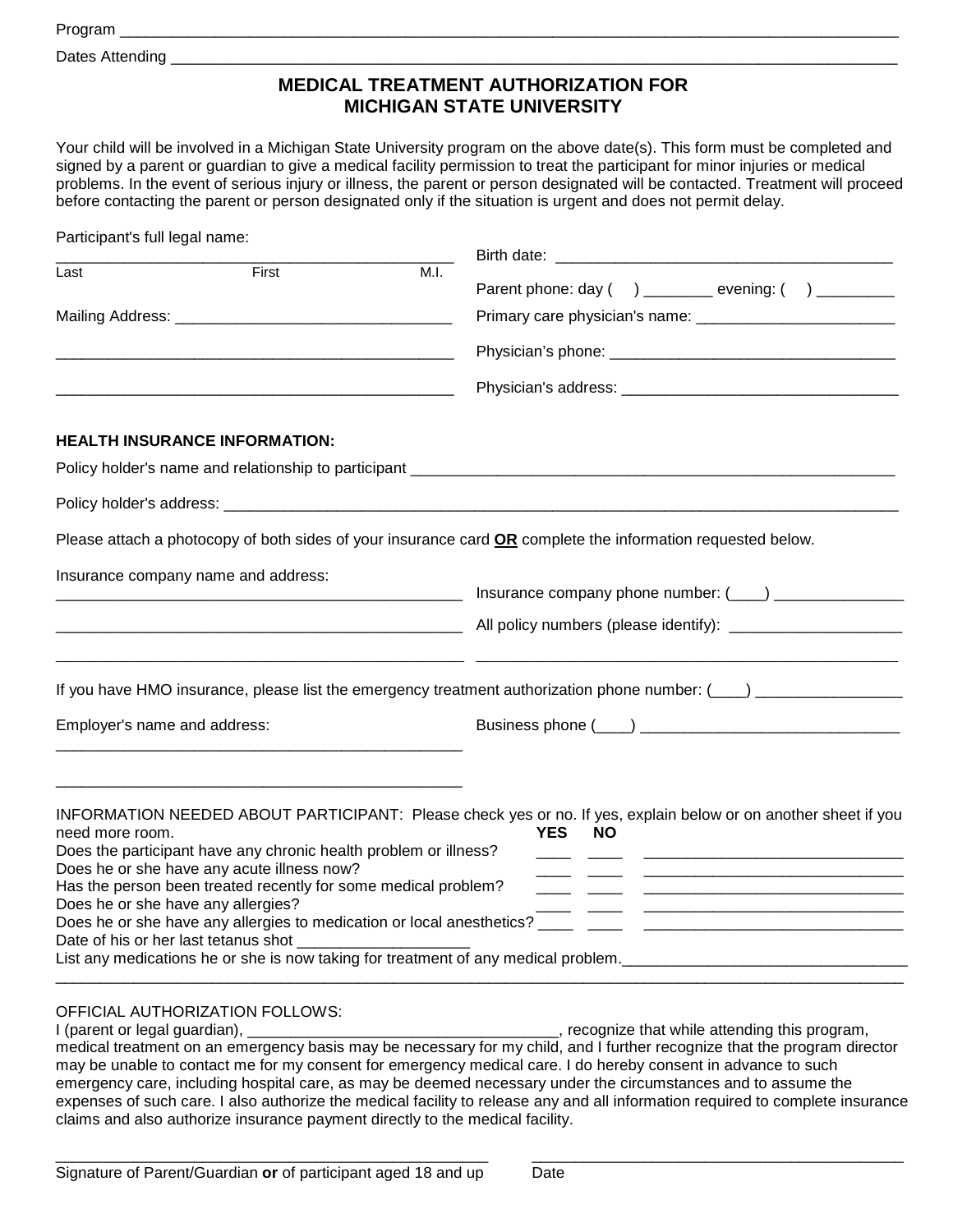Program ______________________________________________________________________________

Dates Attending _________________________________________________________________________

## MEDICAL TREATMENT AUTHORIZATION FOR MICHIGAN STATE UNIVERSITY

Your child will be involved in a Michigan State University program on the above date(s). This form must be completed and signed by a parent or guardian to give a medical facility permission to treat the participant for minor injuries or medical problems. In the event of serious injury or illness, the parent or person designated will be contacted. Treatment will proceed before contacting the parent or person designated only if the situation is urgent and does not permit delay.

Participant's full legal name:

_______________________________________________
Last First M.I.

Birth date: ______________________________________

Parent phone: day (     ) ________ evening: (     ) _________

Mailing Address: _________________________________

_______________________________________________

_______________________________________________

Primary care physician's name: ________________________

Physician's phone: __________________________________

Physician's address: _________________________________

**HEALTH INSURANCE INFORMATION:**

Policy holder's name and relationship to participant ___________________________________________________________

Policy holder's address: ____________________________________________________________________________

Please attach a photocopy of both sides of your insurance card **OR** complete the information requested below.

Insurance company name and address:

_______________________________________________

_______________________________________________

_______________________________________________

Insurance company phone number: (____) _______________

All policy numbers (please identify): ____________________

_______________________________________________

If you have HMO insurance, please list the emergency treatment authorization phone number: (____) _________________

Employer's name and address:

_______________________________________________

_______________________________________________

Business phone (____) ______________________________

INFORMATION NEEDED ABOUT PARTICIPANT: Please check yes or no. If yes, explain below or on another sheet if you need more room.

| | YES | NO | |
|---|---|---|---|
| Does the participant have any chronic health problem or illness? | ____ | ____ | ______________________________ |
| Does he or she have any acute illness now? | ____ | ____ | ______________________________ |
| Has the person been treated recently for some medical problem? | ____ | ____ | ______________________________ |
| Does he or she have any allergies? | ____ | ____ | ______________________________ |
| Does he or she have any allergies to medication or local anesthetics? | ____ | ____ | ______________________________ |

Date of his or her last tetanus shot ___________________

List any medications he or she is now taking for treatment of any medical problem.________________________________

_______________________________________________________________________________________________

OFFICIAL AUTHORIZATION FOLLOWS:

I (parent or legal guardian), ____________________________________, recognize that while attending this program, medical treatment on an emergency basis may be necessary for my child, and I further recognize that the program director may be unable to contact me for my consent for emergency medical care. I do hereby consent in advance to such emergency care, including hospital care, as may be deemed necessary under the circumstances and to assume the expenses of such care. I also authorize the medical facility to release any and all information required to complete insurance claims and also authorize insurance payment directly to the medical facility.

_______________________________________________ Signature of Parent/Guardian **or** of participant aged 18 and up

_______________________________________________ Date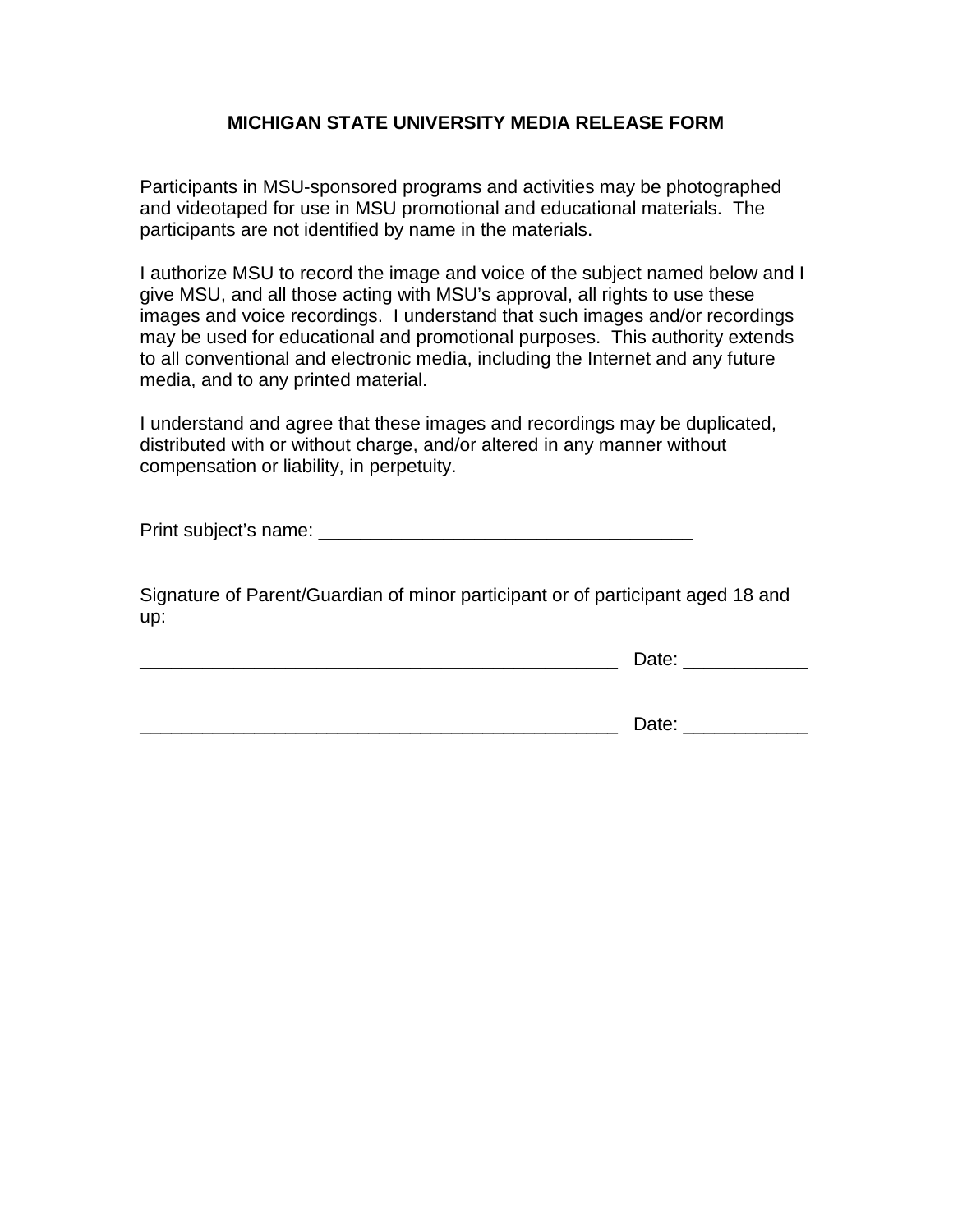## MICHIGAN STATE UNIVERSITY MEDIA RELEASE FORM

Participants in MSU-sponsored programs and activities may be photographed and videotaped for use in MSU promotional and educational materials. The participants are not identified by name in the materials.

I authorize MSU to record the image and voice of the subject named below and I give MSU, and all those acting with MSU's approval, all rights to use these images and voice recordings. I understand that such images and/or recordings may be used for educational and promotional purposes. This authority extends to all conventional and electronic media, including the Internet and any future media, and to any printed material.

I understand and agree that these images and recordings may be duplicated, distributed with or without charge, and/or altered in any manner without compensation or liability, in perpetuity.

Print subject's name: ____________________________________

Signature of Parent/Guardian of minor participant or of participant aged 18 and up:

______________________________________________ Date: ____________

______________________________________________ Date: ____________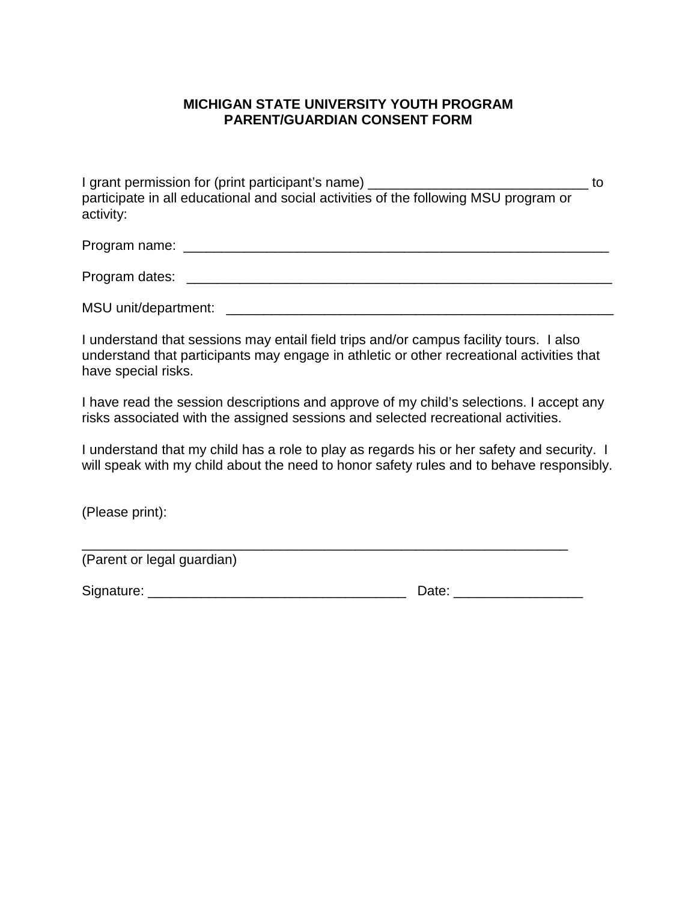**MICHIGAN STATE UNIVERSITY YOUTH PROGRAM**
**PARENT/GUARDIAN CONSENT FORM**

I grant permission for (print participant's name) _____________________________ to participate in all educational and social activities of the following MSU program or activity:

Program name: ___________________________________________________________

Program dates: ___________________________________________________________

MSU unit/department: ______________________________________________________

I understand that sessions may entail field trips and/or campus facility tours. I also understand that participants may engage in athletic or other recreational activities that have special risks.

I have read the session descriptions and approve of my child's selections. I accept any risks associated with the assigned sessions and selected recreational activities.

I understand that my child has a role to play as regards his or her safety and security. I will speak with my child about the need to honor safety rules and to behave responsibly.

(Please print):

_________________________________________________________________
(Parent or legal guardian)

Signature: ___________________________________ Date: _________________